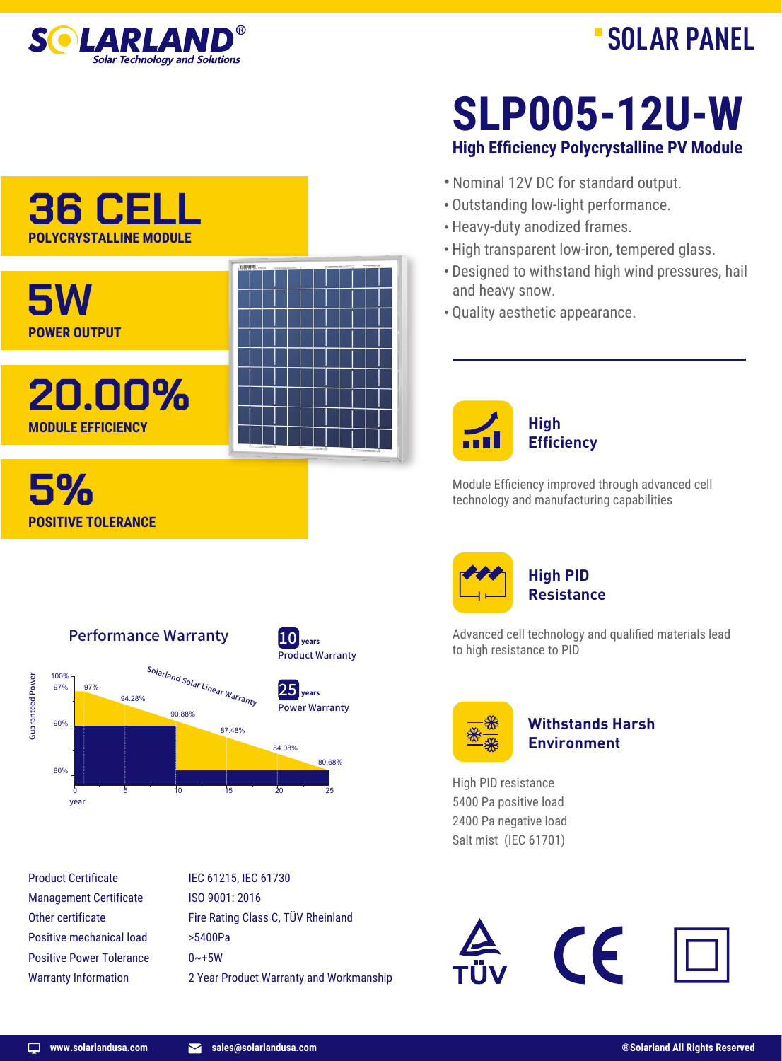# SOLARLAND®

Solar Technology and Solutions

## SOLAR PANEL

# SLP005-12U-W

### High Efficiency Polycrystalline PV Module

**36 CELL**
POLYCRYSTALLINE MODULE

**5W**
POWER OUTPUT

**20.00%**
MODULE EFFICIENCY

**5%**
POSITIVE TOLERANCE

- Nominal 12V DC for standard output.
- Outstanding low-light performance.
- Heavy-duty anodized frames.
- High transparent low-iron, tempered glass.
- Designed to withstand high wind pressures, hail and heavy snow.
- Quality aesthetic appearance.

### High Efficiency

Module Efficiency improved through advanced cell technology and manufacturing capabilities

### High PID Resistance

Advanced cell technology and qualified materials lead to high resistance to PID

### Withstands Harsh Environment

High PID resistance
5400 Pa positive load
2400 Pa negative load
Salt mist (IEC 61701)

### Performance Warranty

10 years Product Warranty

25 years Power Warranty

Solarland Solar Linear Warranty

| Year | Guaranteed Power |
|---|---|
| 0 | 97% |
| 5 | 94.28% |
| 10 | 90.88% |
| 15 | 87.48% |
| 20 | 84.08% |
| 25 | 80.68% |

| | |
|---|---|
| Product Certificate | IEC 61215, IEC 61730 |
| Management Certificate | ISO 9001: 2016 |
| Other certificate | Fire Rating Class C, TÜV Rheinland |
| Positive mechanical load | >5400Pa |
| Positive Power Tolerance | 0~+5W |
| Warranty Information | 2 Year Product Warranty and Workmanship |

TÜV CE

www.solarlandusa.com sales@solarlandusa.com ®Solarland All Rights Reserved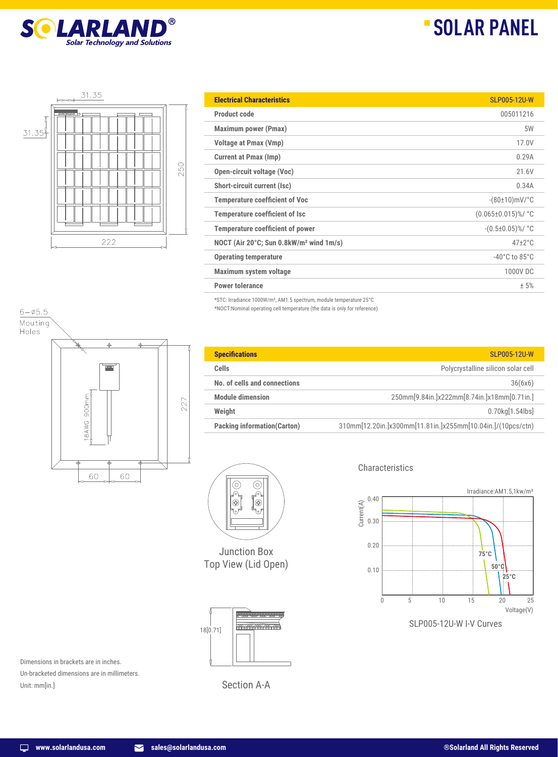# SOLAR PANEL

31.35

31.35

250

222

6–φ5.5
Mouting
Holes

18AWG 900mm

227

60 60

| Electrical Characteristics | SLP005-12U-W |
|---|---|
| Product code | 005011216 |
| Maximum power (Pmax) | 5W |
| Voltage at Pmax (Vmp) | 17.0V |
| Current at Pmax (Imp) | 0.29A |
| Open-circuit voltage (Voc) | 21.6V |
| Short-circuit current (Isc) | 0.34A |
| Temperature coefficient of Voc | -(80±10)mV/°C |
| Temperature coefficient of Isc | (0.065±0.015)%/ °C |
| Temperature coefficient of power | -(0.5±0.05)%/ °C |
| NOCT (Air 20°C; Sun 0.8kW/m² wind 1m/s) | 47±2°C |
| Operating temperature | -40°C to 85°C |
| Maximum system voltage | 1000V DC |
| Power tolerance | ± 5% |

*STC: Irradiance 1000W/m², AM1.5 spectrum, module temperature 25°C
*NOCT:Nominal operating cell temperature (the data is only for reference)

| Specifications | SLP005-12U-W |
|---|---|
| Cells | Polycrystalline silicon solar cell |
| No. of cells and connections | 36(6x6) |
| Module dimension | 250mm[9.84in.]x222mm[8.74in.]x18mm[0.71in.] |
| Weight | 0.70kg[1.54lbs] |
| Packing information(Carton) | 310mm[12.20in.]x300mm[11.81in.]x255mm[10.04in.]/(10pcs/ctn) |

Junction Box
Top View (Lid Open)

18[0.71]

Section A-A

Characteristics

Irradiance:AM1.5,1kw/m²

Current(A)
0.40
0.30
0.20
0.10

75°C
50°C
25°C

0 5 10 15 20 25
Voltage(V)

SLP005-12U-W I-V Curves

Dimensions in brackets are in inches.
Un-bracketed dimensions are in millimeters.
Unit: mm[in.]